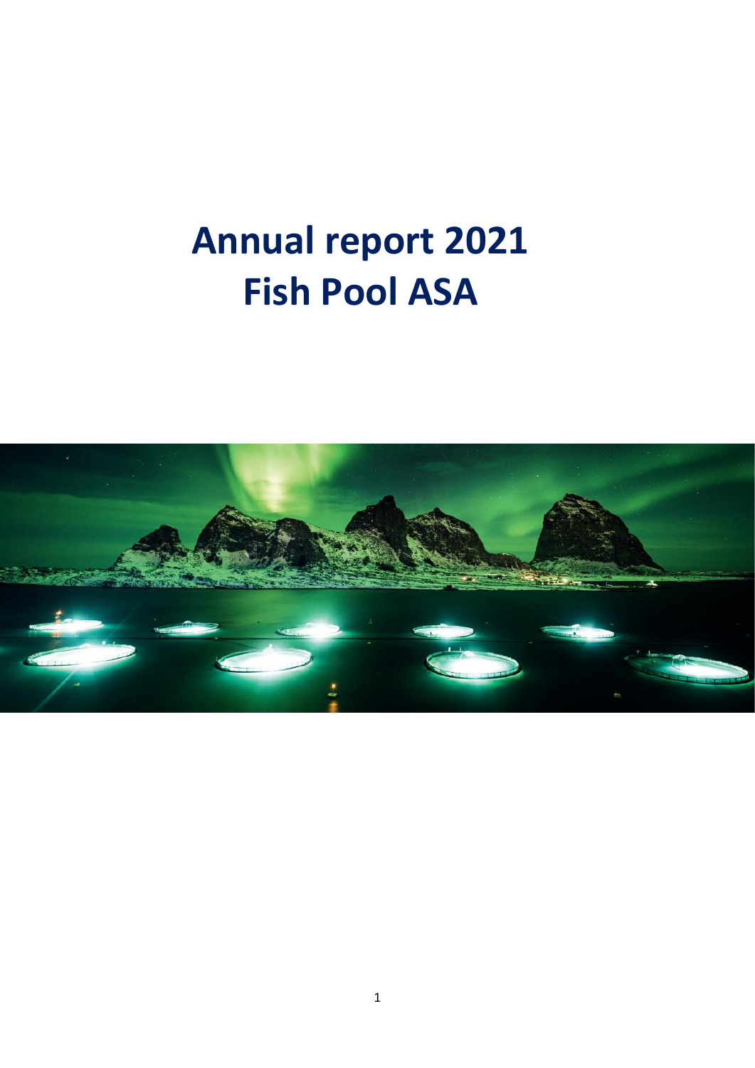# Annual report 2021
# Fish Pool ASA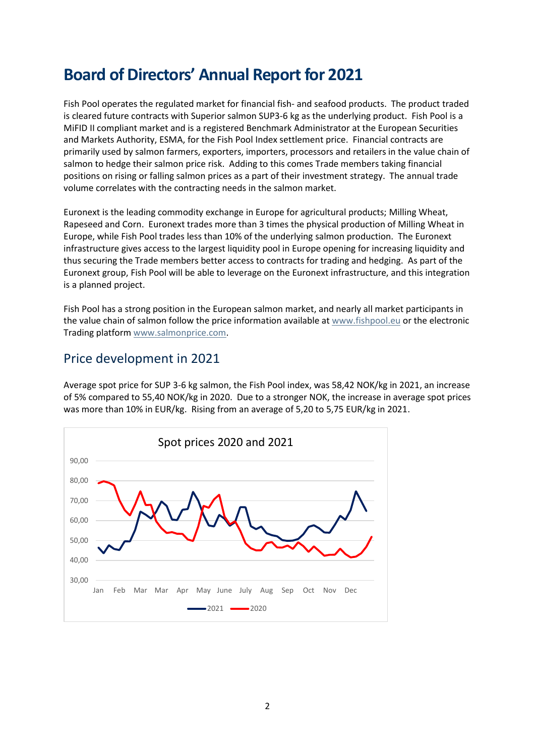# Board of Directors' Annual Report for 2021

Fish Pool operates the regulated market for financial fish- and seafood products. The product traded is cleared future contracts with Superior salmon SUP3-6 kg as the underlying product. Fish Pool is a MiFID II compliant market and is a registered Benchmark Administrator at the European Securities and Markets Authority, ESMA, for the Fish Pool Index settlement price. Financial contracts are primarily used by salmon farmers, exporters, importers, processors and retailers in the value chain of salmon to hedge their salmon price risk. Adding to this comes Trade members taking financial positions on rising or falling salmon prices as a part of their investment strategy. The annual trade volume correlates with the contracting needs in the salmon market.

Euronext is the leading commodity exchange in Europe for agricultural products; Milling Wheat, Rapeseed and Corn. Euronext trades more than 3 times the physical production of Milling Wheat in Europe, while Fish Pool trades less than 10% of the underlying salmon production. The Euronext infrastructure gives access to the largest liquidity pool in Europe opening for increasing liquidity and thus securing the Trade members better access to contracts for trading and hedging. As part of the Euronext group, Fish Pool will be able to leverage on the Euronext infrastructure, and this integration is a planned project.

Fish Pool has a strong position in the European salmon market, and nearly all market participants in the value chain of salmon follow the price information available at www.fishpool.eu or the electronic Trading platform www.salmonprice.com.

## Price development in 2021

Average spot price for SUP 3-6 kg salmon, the Fish Pool index, was 58,42 NOK/kg in 2021, an increase of 5% compared to 55,40 NOK/kg in 2020. Due to a stronger NOK, the increase in average spot prices was more than 10% in EUR/kg. Rising from an average of 5,20 to 5,75 EUR/kg in 2021.

Spot prices 2020 and 2021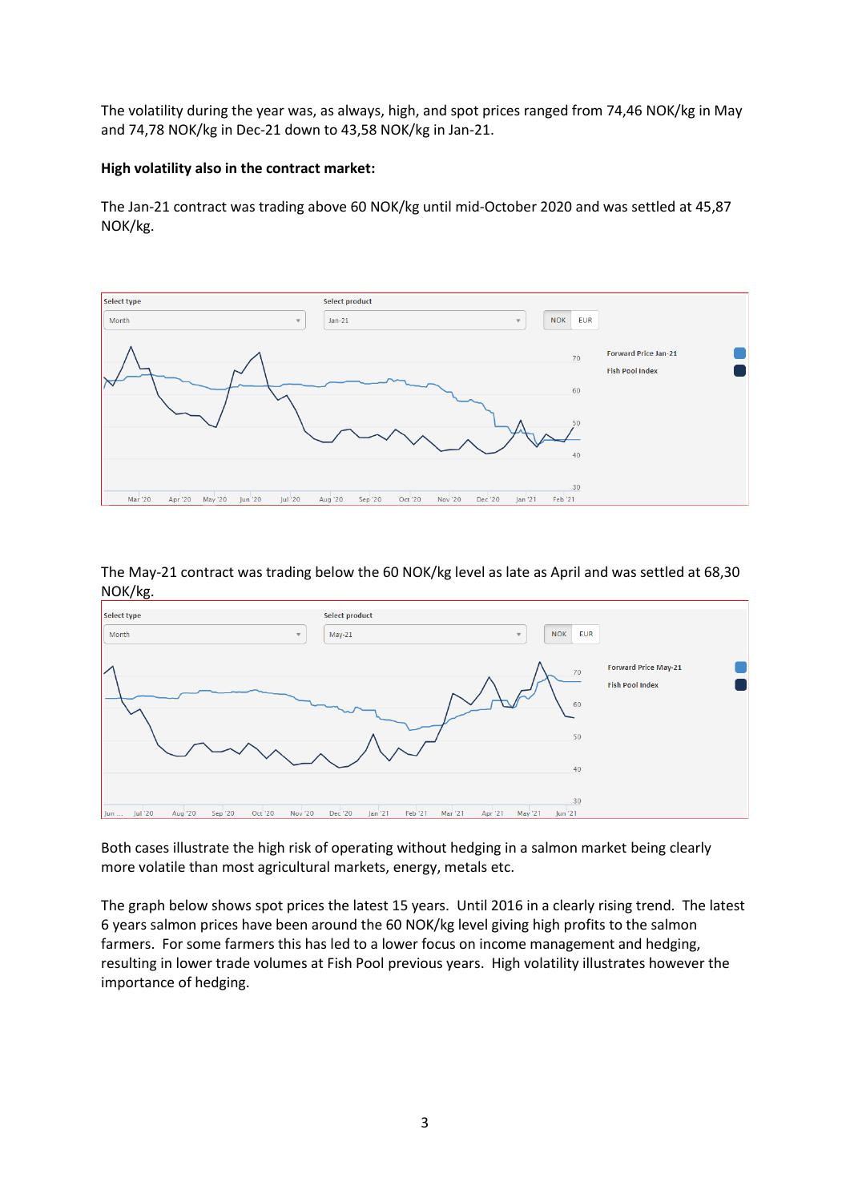The volatility during the year was, as always, high, and spot prices ranged from 74,46 NOK/kg in May and 74,78 NOK/kg in Dec-21 down to 43,58 NOK/kg in Jan-21.

**High volatility also in the contract market:**

The Jan-21 contract was trading above 60 NOK/kg until mid-October 2020 and was settled at 45,87 NOK/kg.

The May-21 contract was trading below the 60 NOK/kg level as late as April and was settled at 68,30 NOK/kg.

Both cases illustrate the high risk of operating without hedging in a salmon market being clearly more volatile than most agricultural markets, energy, metals etc.

The graph below shows spot prices the latest 15 years. Until 2016 in a clearly rising trend. The latest 6 years salmon prices have been around the 60 NOK/kg level giving high profits to the salmon farmers. For some farmers this has led to a lower focus on income management and hedging, resulting in lower trade volumes at Fish Pool previous years. High volatility illustrates however the importance of hedging.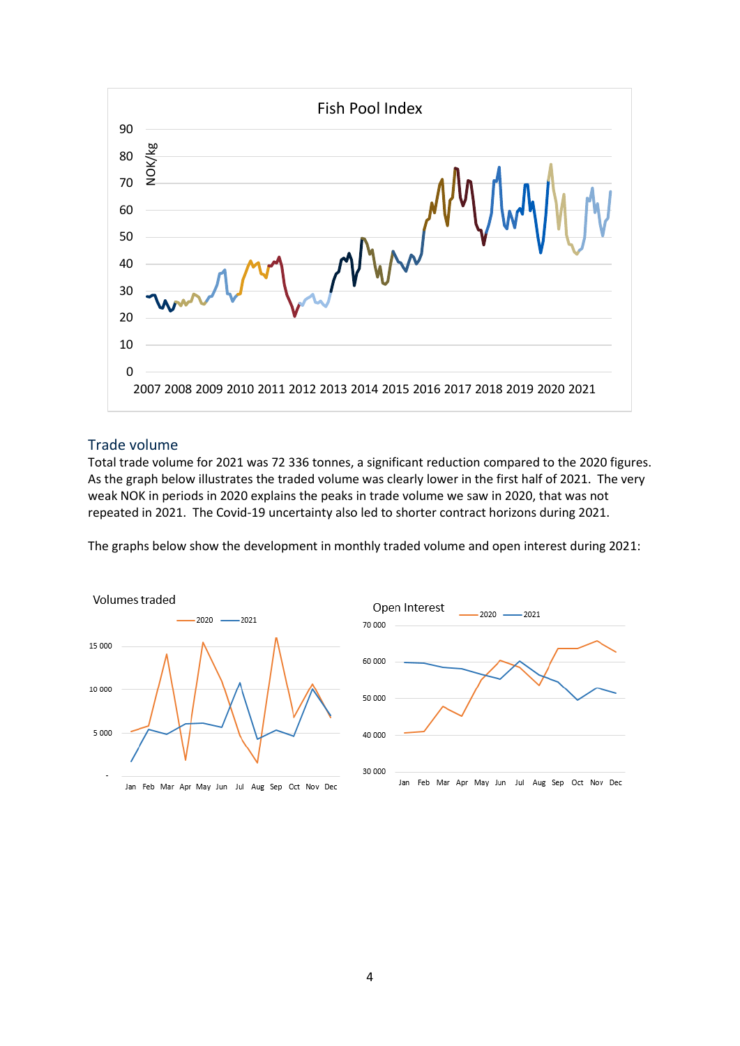## Trade volume

Total trade volume for 2021 was 72 336 tonnes, a significant reduction compared to the 2020 figures. As the graph below illustrates the traded volume was clearly lower in the first half of 2021. The very weak NOK in periods in 2020 explains the peaks in trade volume we saw in 2020, that was not repeated in 2021. The Covid-19 uncertainty also led to shorter contract horizons during 2021.

The graphs below show the development in monthly traded volume and open interest during 2021: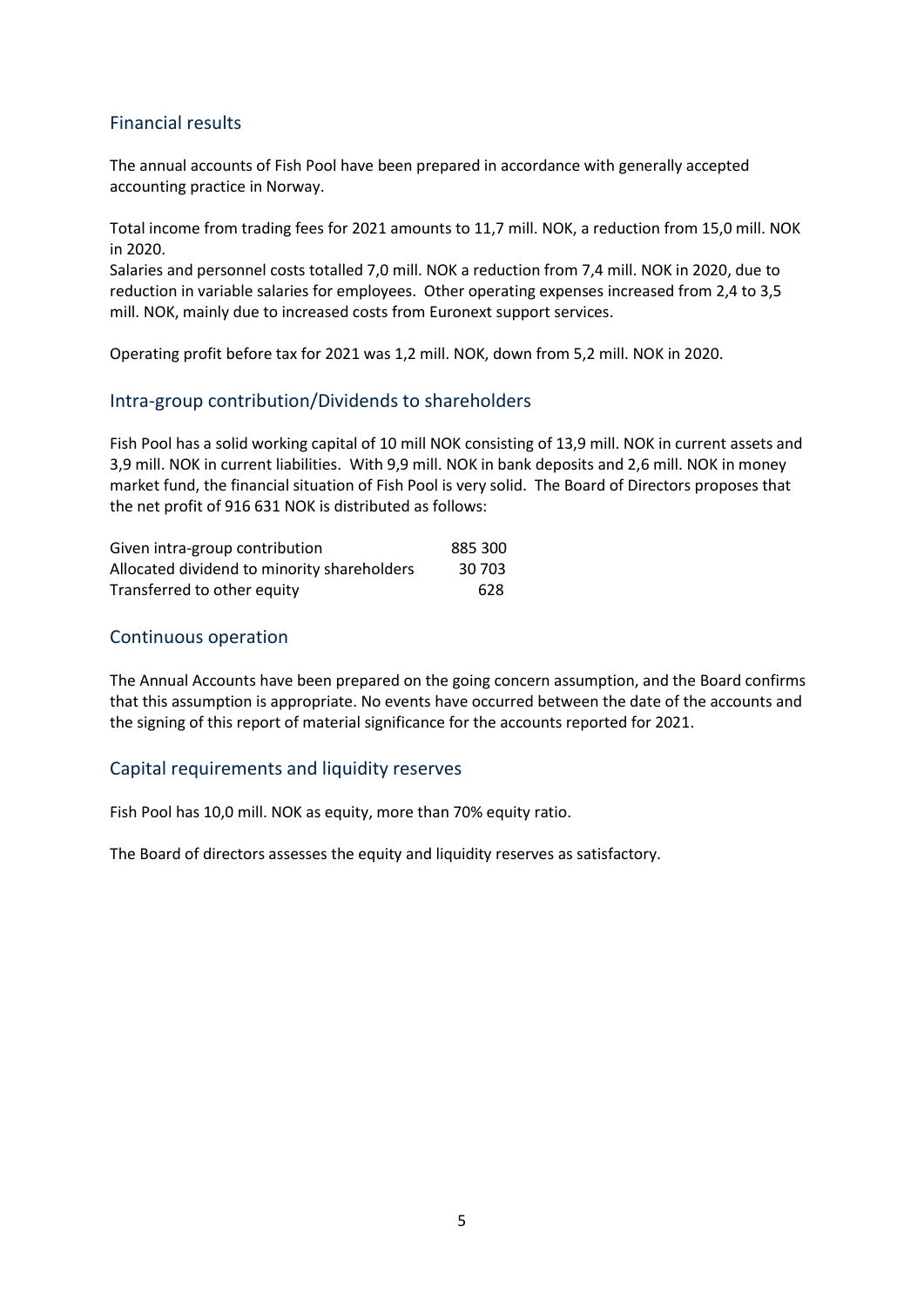## Financial results

The annual accounts of Fish Pool have been prepared in accordance with generally accepted accounting practice in Norway.

Total income from trading fees for 2021 amounts to 11,7 mill. NOK, a reduction from 15,0 mill. NOK in 2020.
Salaries and personnel costs totalled 7,0 mill. NOK a reduction from 7,4 mill. NOK in 2020, due to reduction in variable salaries for employees. Other operating expenses increased from 2,4 to 3,5 mill. NOK, mainly due to increased costs from Euronext support services.

Operating profit before tax for 2021 was 1,2 mill. NOK, down from 5,2 mill. NOK in 2020.

## Intra-group contribution/Dividends to shareholders

Fish Pool has a solid working capital of 10 mill NOK consisting of 13,9 mill. NOK in current assets and 3,9 mill. NOK in current liabilities. With 9,9 mill. NOK in bank deposits and 2,6 mill. NOK in money market fund, the financial situation of Fish Pool is very solid. The Board of Directors proposes that the net profit of 916 631 NOK is distributed as follows:

| | |
|---|---|
| Given intra-group contribution | 885 300 |
| Allocated dividend to minority shareholders | 30 703 |
| Transferred to other equity | 628 |

## Continuous operation

The Annual Accounts have been prepared on the going concern assumption, and the Board confirms that this assumption is appropriate. No events have occurred between the date of the accounts and the signing of this report of material significance for the accounts reported for 2021.

## Capital requirements and liquidity reserves

Fish Pool has 10,0 mill. NOK as equity, more than 70% equity ratio.

The Board of directors assesses the equity and liquidity reserves as satisfactory.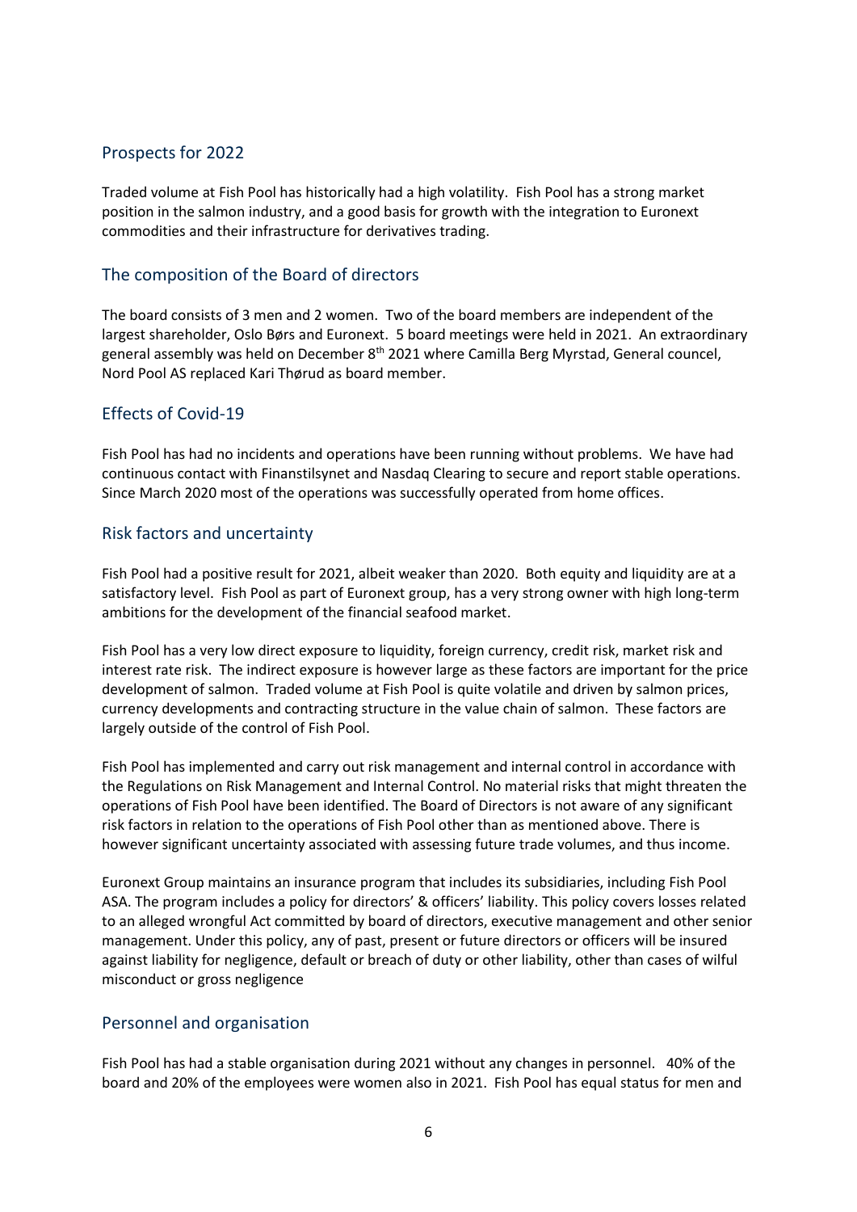## Prospects for 2022

Traded volume at Fish Pool has historically had a high volatility. Fish Pool has a strong market position in the salmon industry, and a good basis for growth with the integration to Euronext commodities and their infrastructure for derivatives trading.

## The composition of the Board of directors

The board consists of 3 men and 2 women. Two of the board members are independent of the largest shareholder, Oslo Børs and Euronext. 5 board meetings were held in 2021. An extraordinary general assembly was held on December 8th 2021 where Camilla Berg Myrstad, General councel, Nord Pool AS replaced Kari Thørud as board member.

## Effects of Covid-19

Fish Pool has had no incidents and operations have been running without problems. We have had continuous contact with Finanstilsynet and Nasdaq Clearing to secure and report stable operations. Since March 2020 most of the operations was successfully operated from home offices.

## Risk factors and uncertainty

Fish Pool had a positive result for 2021, albeit weaker than 2020. Both equity and liquidity are at a satisfactory level. Fish Pool as part of Euronext group, has a very strong owner with high long-term ambitions for the development of the financial seafood market.

Fish Pool has a very low direct exposure to liquidity, foreign currency, credit risk, market risk and interest rate risk. The indirect exposure is however large as these factors are important for the price development of salmon. Traded volume at Fish Pool is quite volatile and driven by salmon prices, currency developments and contracting structure in the value chain of salmon. These factors are largely outside of the control of Fish Pool.

Fish Pool has implemented and carry out risk management and internal control in accordance with the Regulations on Risk Management and Internal Control. No material risks that might threaten the operations of Fish Pool have been identified. The Board of Directors is not aware of any significant risk factors in relation to the operations of Fish Pool other than as mentioned above. There is however significant uncertainty associated with assessing future trade volumes, and thus income.

Euronext Group maintains an insurance program that includes its subsidiaries, including Fish Pool ASA. The program includes a policy for directors' & officers' liability. This policy covers losses related to an alleged wrongful Act committed by board of directors, executive management and other senior management. Under this policy, any of past, present or future directors or officers will be insured against liability for negligence, default or breach of duty or other liability, other than cases of wilful misconduct or gross negligence

## Personnel and organisation

Fish Pool has had a stable organisation during 2021 without any changes in personnel. 40% of the board and 20% of the employees were women also in 2021. Fish Pool has equal status for men and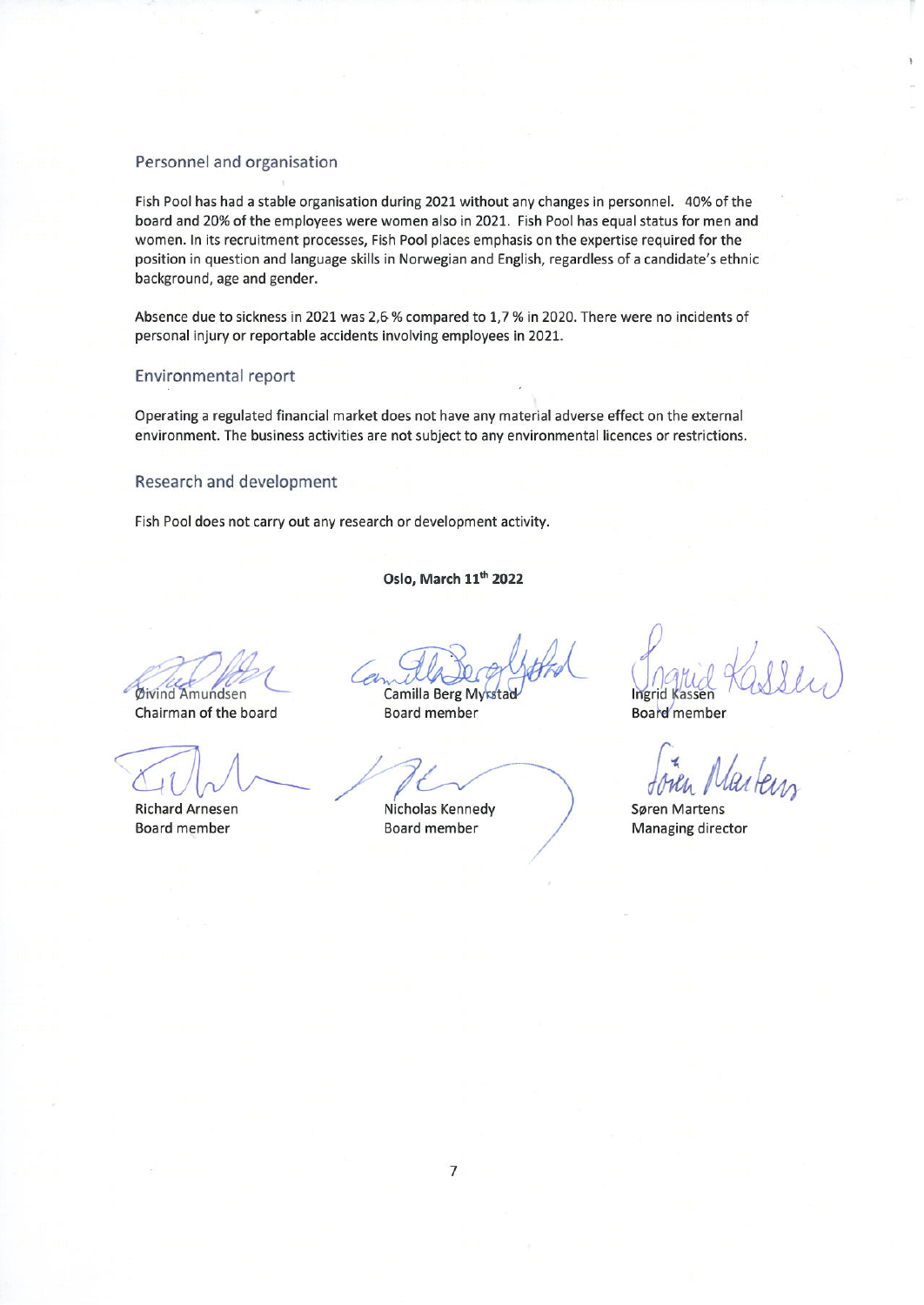## Personnel and organisation

Fish Pool has had a stable organisation during 2021 without any changes in personnel. 40% of the board and 20% of the employees were women also in 2021. Fish Pool has equal status for men and women. In its recruitment processes, Fish Pool places emphasis on the expertise required for the position in question and language skills in Norwegian and English, regardless of a candidate's ethnic background, age and gender.

Absence due to sickness in 2021 was 2,6 % compared to 1,7 % in 2020. There were no incidents of personal injury or reportable accidents involving employees in 2021.

## Environmental report

Operating a regulated financial market does not have any material adverse effect on the external environment. The business activities are not subject to any environmental licences or restrictions.

## Research and development

Fish Pool does not carry out any research or development activity.

**Oslo, March 11th 2022**

| | | |
|---|---|---|
| Øivind Amundsen<br>Chairman of the board | Camilla Berg Myrstad<br>Board member | Ingrid Kassen<br>Board member |
| Richard Arnesen<br>Board member | Nicholas Kennedy<br>Board member | Søren Martens<br>Managing director |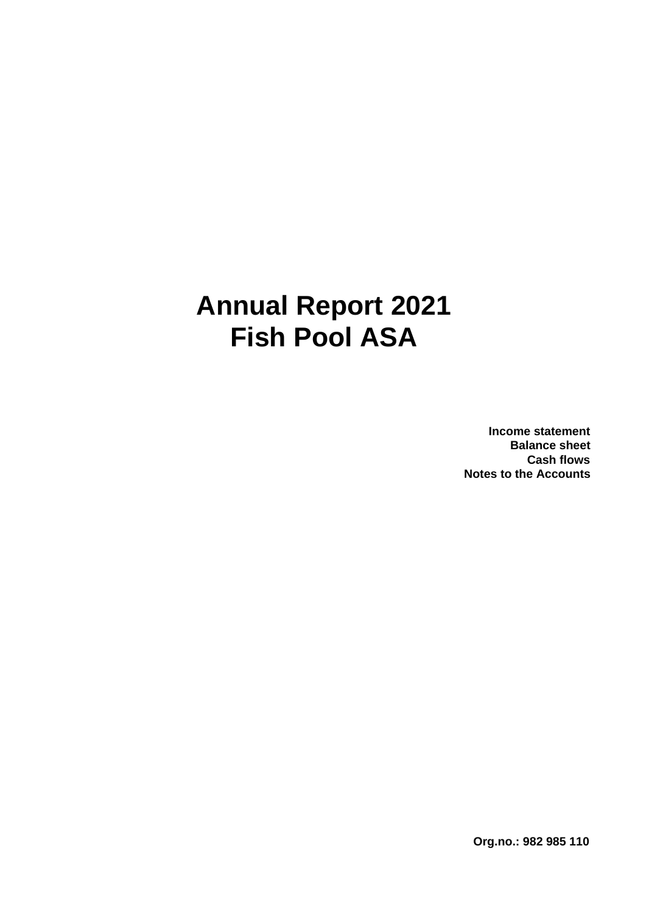# Annual Report 2021
# Fish Pool ASA

**Income statement**
**Balance sheet**
**Cash flows**
**Notes to the Accounts**

**Org.no.: 982 985 110**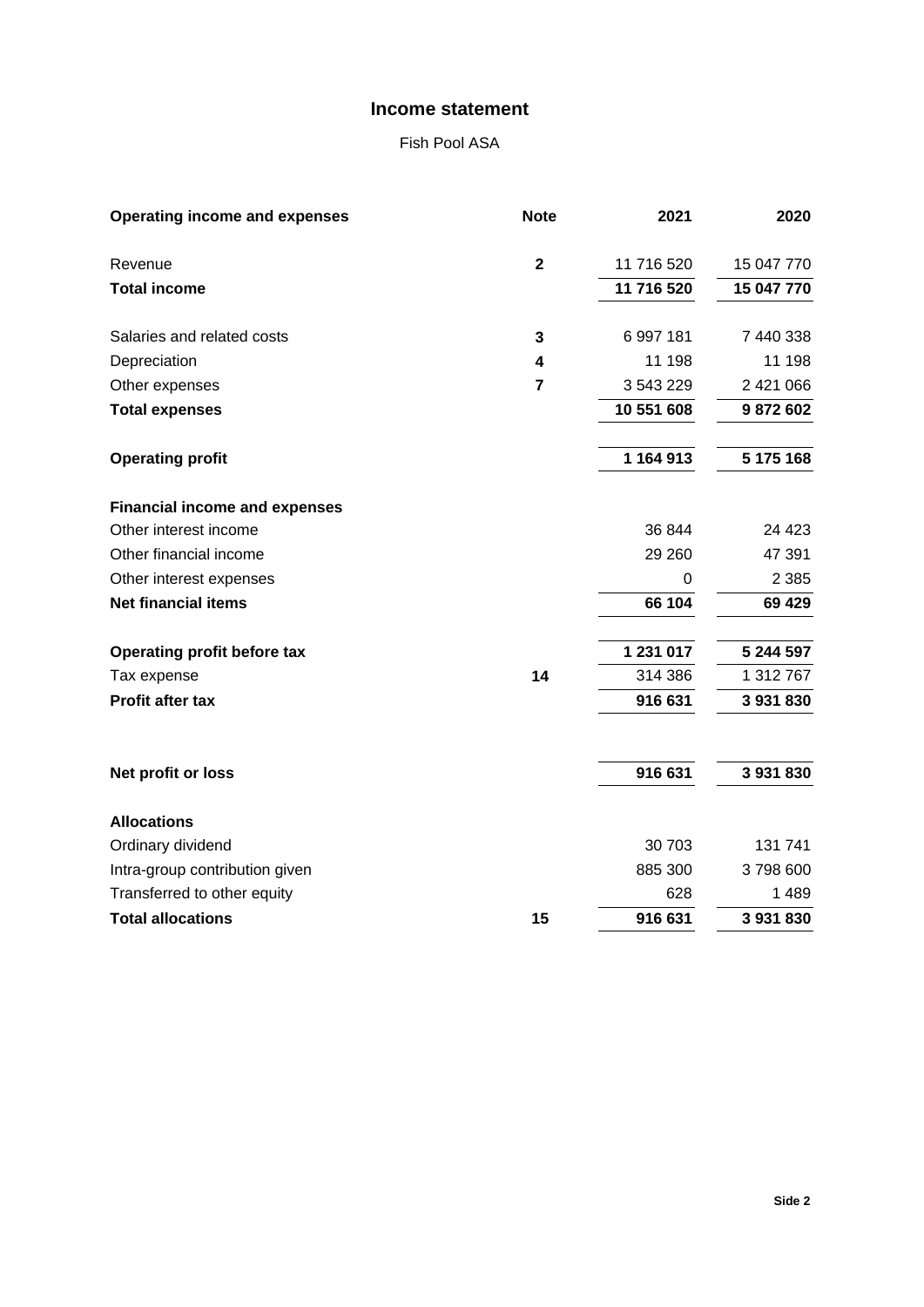# Income statement

Fish Pool ASA

| Operating income and expenses | Note | 2021 | 2020 |
|---|---|---|---|
| Revenue | 2 | 11 716 520 | 15 047 770 |
| **Total income** | | **11 716 520** | **15 047 770** |
| Salaries and related costs | 3 | 6 997 181 | 7 440 338 |
| Depreciation | 4 | 11 198 | 11 198 |
| Other expenses | 7 | 3 543 229 | 2 421 066 |
| **Total expenses** | | **10 551 608** | **9 872 602** |
| **Operating profit** | | **1 164 913** | **5 175 168** |
| **Financial income and expenses** | | | |
| Other interest income | | 36 844 | 24 423 |
| Other financial income | | 29 260 | 47 391 |
| Other interest expenses | | 0 | 2 385 |
| **Net financial items** | | **66 104** | **69 429** |
| **Operating profit before tax** | | **1 231 017** | **5 244 597** |
| Tax expense | 14 | 314 386 | 1 312 767 |
| **Profit after tax** | | **916 631** | **3 931 830** |
| **Net profit or loss** | | **916 631** | **3 931 830** |
| **Allocations** | | | |
| Ordinary dividend | | 30 703 | 131 741 |
| Intra-group contribution given | | 885 300 | 3 798 600 |
| Transferred to other equity | | 628 | 1 489 |
| **Total allocations** | 15 | **916 631** | **3 931 830** |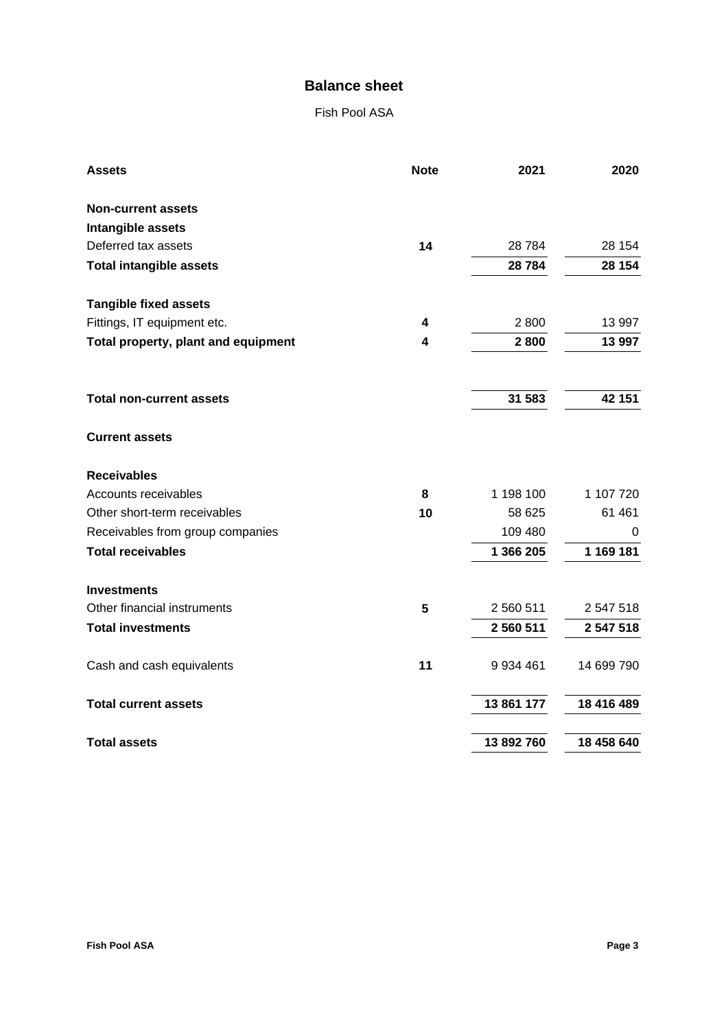# Balance sheet

Fish Pool ASA

| Assets | Note | 2021 | 2020 |
|---|---|---|---|
| **Non-current assets** | | | |
| **Intangible assets** | | | |
| Deferred tax assets | 14 | 28 784 | 28 154 |
| **Total intangible assets** | | **28 784** | **28 154** |
| | | | |
| **Tangible fixed assets** | | | |
| Fittings, IT equipment etc. | 4 | 2 800 | 13 997 |
| **Total property, plant and equipment** | **4** | **2 800** | **13 997** |
| | | | |
| **Total non-current assets** | | **31 583** | **42 151** |
| | | | |
| **Current assets** | | | |
| | | | |
| **Receivables** | | | |
| Accounts receivables | 8 | 1 198 100 | 1 107 720 |
| Other short-term receivables | 10 | 58 625 | 61 461 |
| Receivables from group companies | | 109 480 | 0 |
| **Total receivables** | | **1 366 205** | **1 169 181** |
| | | | |
| **Investments** | | | |
| Other financial instruments | 5 | 2 560 511 | 2 547 518 |
| **Total investments** | | **2 560 511** | **2 547 518** |
| | | | |
| Cash and cash equivalents | 11 | 9 934 461 | 14 699 790 |
| | | | |
| **Total current assets** | | **13 861 177** | **18 416 489** |
| | | | |
| **Total assets** | | **13 892 760** | **18 458 640** |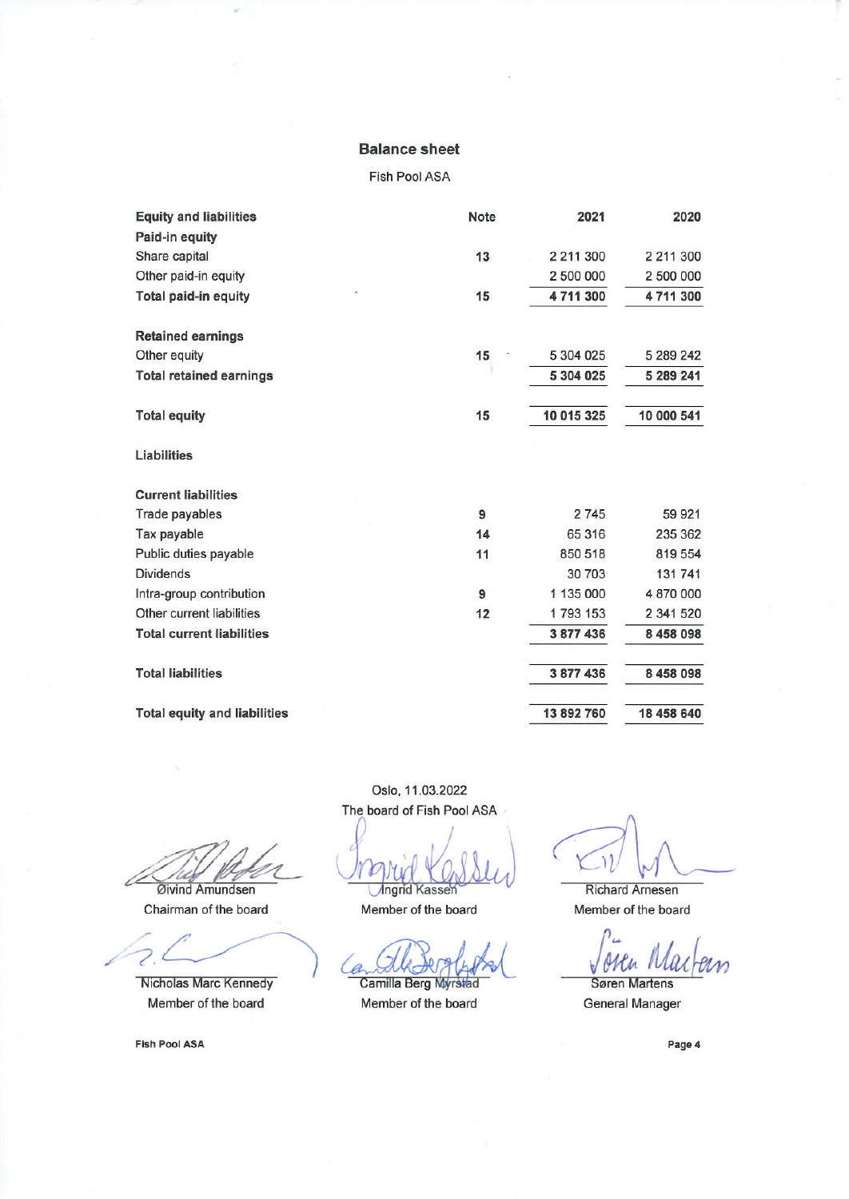# Balance sheet

Fish Pool ASA

| Equity and liabilities | Note | 2021 | 2020 |
|---|---|---|---|
| **Paid-in equity** | | | |
| Share capital | 13 | 2 211 300 | 2 211 300 |
| Other paid-in equity | | 2 500 000 | 2 500 000 |
| **Total paid-in equity** | 15 | **4 711 300** | **4 711 300** |
| | | | |
| **Retained earnings** | | | |
| Other equity | 15 | 5 304 025 | 5 289 242 |
| **Total retained earnings** | | **5 304 025** | **5 289 241** |
| | | | |
| **Total equity** | 15 | **10 015 325** | **10 000 541** |
| | | | |
| **Liabilities** | | | |
| | | | |
| **Current liabilities** | | | |
| Trade payables | 9 | 2 745 | 59 921 |
| Tax payable | 14 | 65 316 | 235 362 |
| Public duties payable | 11 | 850 518 | 819 554 |
| Dividends | | 30 703 | 131 741 |
| Intra-group contribution | 9 | 1 135 000 | 4 870 000 |
| Other current liabilities | 12 | 1 793 153 | 2 341 520 |
| **Total current liabilities** | | **3 877 436** | **8 458 098** |
| | | | |
| **Total liabilities** | | **3 877 436** | **8 458 098** |
| | | | |
| **Total equity and liabilities** | | **13 892 760** | **18 458 640** |

Oslo, 11.03.2022

The board of Fish Pool ASA

| | | |
|---|---|---|
| Øivind Amundsen<br>Chairman of the board | Ingrid Kassen<br>Member of the board | Richard Arnesen<br>Member of the board |
| Nicholas Marc Kennedy<br>Member of the board | Camilla Berg Myrstad<br>Member of the board | Søren Martens<br>General Manager |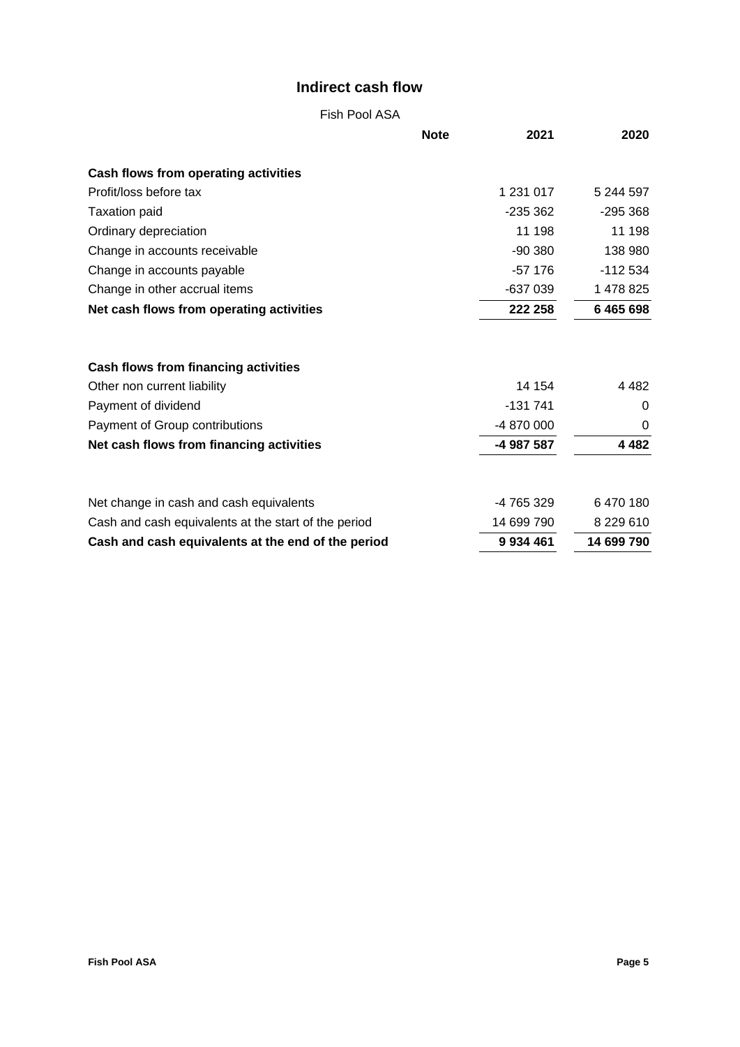# Indirect cash flow

Fish Pool ASA

| | Note | 2021 | 2020 |
|---|---|---|---|
| **Cash flows from operating activities** | | | |
| Profit/loss before tax | | 1 231 017 | 5 244 597 |
| Taxation paid | | -235 362 | -295 368 |
| Ordinary depreciation | | 11 198 | 11 198 |
| Change in accounts receivable | | -90 380 | 138 980 |
| Change in accounts payable | | -57 176 | -112 534 |
| Change in other accrual items | | -637 039 | 1 478 825 |
| **Net cash flows from operating activities** | | **222 258** | **6 465 698** |
| | | | |
| **Cash flows from financing activities** | | | |
| Other non current liability | | 14 154 | 4 482 |
| Payment of dividend | | -131 741 | 0 |
| Payment of Group contributions | | -4 870 000 | 0 |
| **Net cash flows from financing activities** | | **-4 987 587** | **4 482** |
| | | | |
| Net change in cash and cash equivalents | | -4 765 329 | 6 470 180 |
| Cash and cash equivalents at the start of the period | | 14 699 790 | 8 229 610 |
| **Cash and cash equivalents at the end of the period** | | **9 934 461** | **14 699 790** |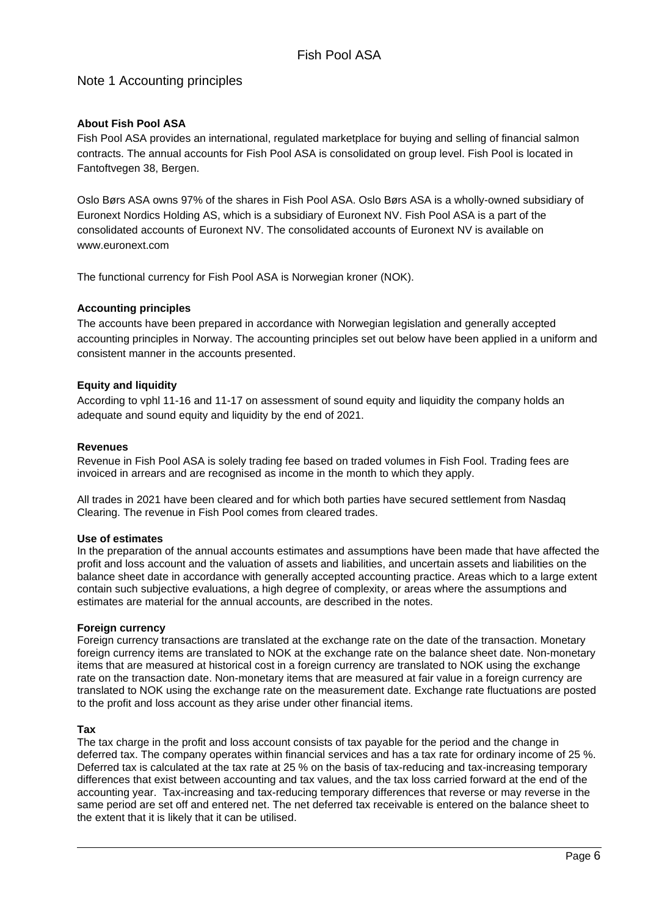# Note 1 Accounting principles

**About Fish Pool ASA**

Fish Pool ASA provides an international, regulated marketplace for buying and selling of financial salmon contracts. The annual accounts for Fish Pool ASA is consolidated on group level. Fish Pool is located in Fantoftvegen 38, Bergen.

Oslo Børs ASA owns 97% of the shares in Fish Pool ASA. Oslo Børs ASA is a wholly-owned subsidiary of Euronext Nordics Holding AS, which is a subsidiary of Euronext NV. Fish Pool ASA is a part of the consolidated accounts of Euronext NV. The consolidated accounts of Euronext NV is available on www.euronext.com

The functional currency for Fish Pool ASA is Norwegian kroner (NOK).

**Accounting principles**

The accounts have been prepared in accordance with Norwegian legislation and generally accepted accounting principles in Norway. The accounting principles set out below have been applied in a uniform and consistent manner in the accounts presented.

**Equity and liquidity**

According to vphl 11-16 and 11-17 on assessment of sound equity and liquidity the company holds an adequate and sound equity and liquidity by the end of 2021.

**Revenues**

Revenue in Fish Pool ASA is solely trading fee based on traded volumes in Fish Fool. Trading fees are invoiced in arrears and are recognised as income in the month to which they apply.

All trades in 2021 have been cleared and for which both parties have secured settlement from Nasdaq Clearing. The revenue in Fish Pool comes from cleared trades.

**Use of estimates**

In the preparation of the annual accounts estimates and assumptions have been made that have affected the profit and loss account and the valuation of assets and liabilities, and uncertain assets and liabilities on the balance sheet date in accordance with generally accepted accounting practice. Areas which to a large extent contain such subjective evaluations, a high degree of complexity, or areas where the assumptions and estimates are material for the annual accounts, are described in the notes.

**Foreign currency**

Foreign currency transactions are translated at the exchange rate on the date of the transaction. Monetary foreign currency items are translated to NOK at the exchange rate on the balance sheet date. Non-monetary items that are measured at historical cost in a foreign currency are translated to NOK using the exchange rate on the transaction date. Non-monetary items that are measured at fair value in a foreign currency are translated to NOK using the exchange rate on the measurement date. Exchange rate fluctuations are posted to the profit and loss account as they arise under other financial items.

**Tax**

The tax charge in the profit and loss account consists of tax payable for the period and the change in deferred tax. The company operates within financial services and has a tax rate for ordinary income of 25 %. Deferred tax is calculated at the tax rate at 25 % on the basis of tax-reducing and tax-increasing temporary differences that exist between accounting and tax values, and the tax loss carried forward at the end of the accounting year. Tax-increasing and tax-reducing temporary differences that reverse or may reverse in the same period are set off and entered net. The net deferred tax receivable is entered on the balance sheet to the extent that it is likely that it can be utilised.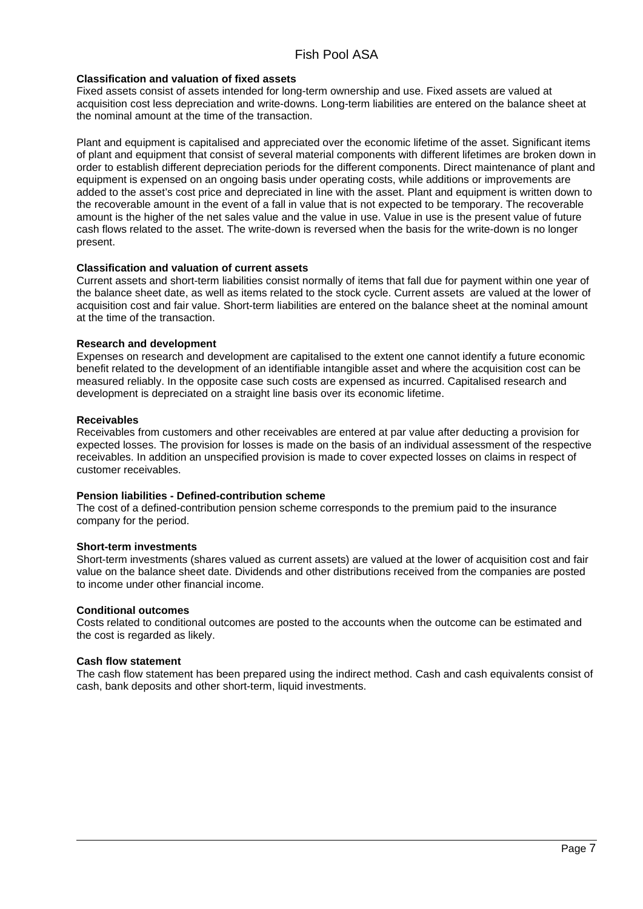**Classification and valuation of fixed assets**

Fixed assets consist of assets intended for long-term ownership and use. Fixed assets are valued at acquisition cost less depreciation and write-downs. Long-term liabilities are entered on the balance sheet at the nominal amount at the time of the transaction.

Plant and equipment is capitalised and appreciated over the economic lifetime of the asset. Significant items of plant and equipment that consist of several material components with different lifetimes are broken down in order to establish different depreciation periods for the different components. Direct maintenance of plant and equipment is expensed on an ongoing basis under operating costs, while additions or improvements are added to the asset's cost price and depreciated in line with the asset. Plant and equipment is written down to the recoverable amount in the event of a fall in value that is not expected to be temporary. The recoverable amount is the higher of the net sales value and the value in use. Value in use is the present value of future cash flows related to the asset. The write-down is reversed when the basis for the write-down is no longer present.

**Classification and valuation of current assets**

Current assets and short-term liabilities consist normally of items that fall due for payment within one year of the balance sheet date, as well as items related to the stock cycle. Current assets are valued at the lower of acquisition cost and fair value. Short-term liabilities are entered on the balance sheet at the nominal amount at the time of the transaction.

**Research and development**

Expenses on research and development are capitalised to the extent one cannot identify a future economic benefit related to the development of an identifiable intangible asset and where the acquisition cost can be measured reliably. In the opposite case such costs are expensed as incurred. Capitalised research and development is depreciated on a straight line basis over its economic lifetime.

**Receivables**

Receivables from customers and other receivables are entered at par value after deducting a provision for expected losses. The provision for losses is made on the basis of an individual assessment of the respective receivables. In addition an unspecified provision is made to cover expected losses on claims in respect of customer receivables.

**Pension liabilities - Defined-contribution scheme**

The cost of a defined-contribution pension scheme corresponds to the premium paid to the insurance company for the period.

**Short-term investments**

Short-term investments (shares valued as current assets) are valued at the lower of acquisition cost and fair value on the balance sheet date. Dividends and other distributions received from the companies are posted to income under other financial income.

**Conditional outcomes**

Costs related to conditional outcomes are posted to the accounts when the outcome can be estimated and the cost is regarded as likely.

**Cash flow statement**

The cash flow statement has been prepared using the indirect method. Cash and cash equivalents consist of cash, bank deposits and other short-term, liquid investments.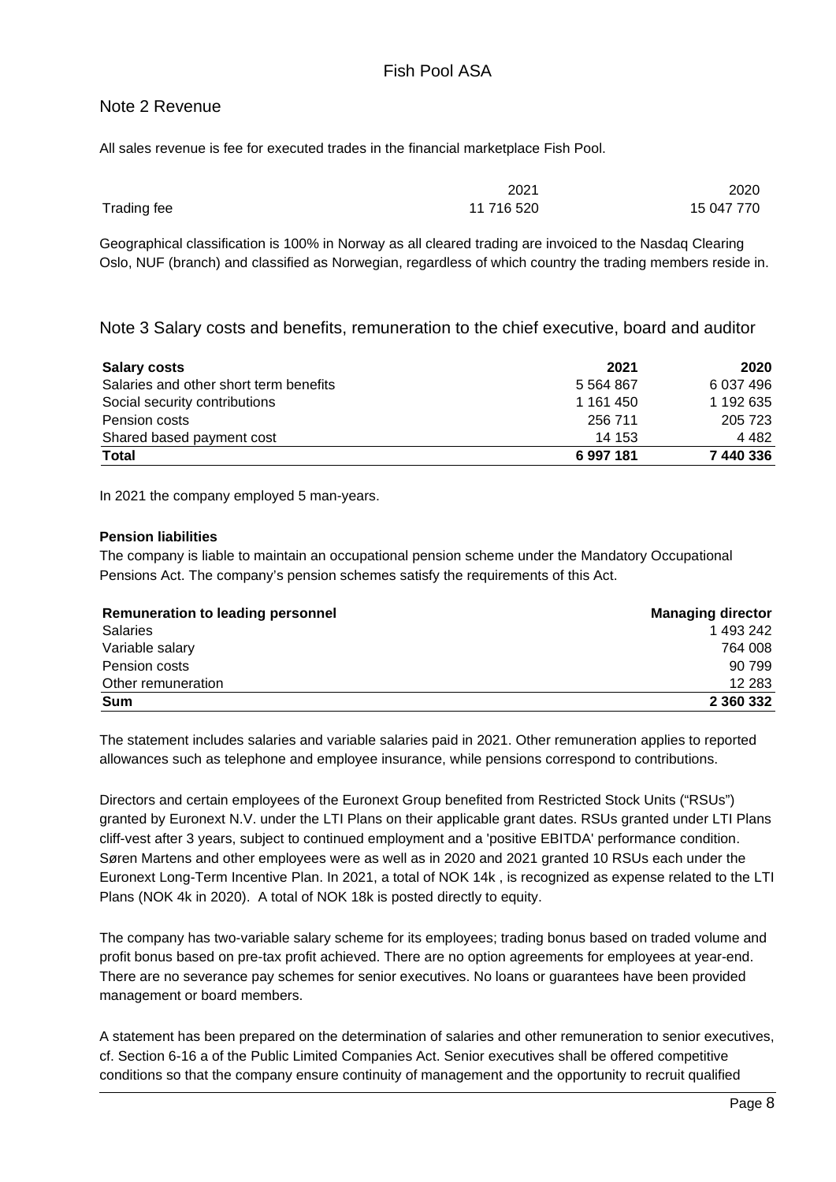## Note 2 Revenue

All sales revenue is fee for executed trades in the financial marketplace Fish Pool.

| | 2021 | 2020 |
|---|---|---|
| Trading fee | 11 716 520 | 15 047 770 |

Geographical classification is 100% in Norway as all cleared trading are invoiced to the Nasdaq Clearing Oslo, NUF (branch) and classified as Norwegian, regardless of which country the trading members reside in.

## Note 3 Salary costs and benefits, remuneration to the chief executive, board and auditor

| **Salary costs** | **2021** | **2020** |
|---|---|---|
| Salaries and other short term benefits | 5 564 867 | 6 037 496 |
| Social security contributions | 1 161 450 | 1 192 635 |
| Pension costs | 256 711 | 205 723 |
| Shared based payment cost | 14 153 | 4 482 |
| **Total** | **6 997 181** | **7 440 336** |

In 2021 the company employed 5 man-years.

**Pension liabilities**

The company is liable to maintain an occupational pension scheme under the Mandatory Occupational Pensions Act. The company's pension schemes satisfy the requirements of this Act.

| **Remuneration to leading personnel** | **Managing director** |
|---|---|
| Salaries | 1 493 242 |
| Variable salary | 764 008 |
| Pension costs | 90 799 |
| Other remuneration | 12 283 |
| **Sum** | **2 360 332** |

The statement includes salaries and variable salaries paid in 2021. Other remuneration applies to reported allowances such as telephone and employee insurance, while pensions correspond to contributions.

Directors and certain employees of the Euronext Group benefited from Restricted Stock Units ("RSUs") granted by Euronext N.V. under the LTI Plans on their applicable grant dates. RSUs granted under LTI Plans cliff-vest after 3 years, subject to continued employment and a 'positive EBITDA' performance condition. Søren Martens and other employees were as well as in 2020 and 2021 granted 10 RSUs each under the Euronext Long-Term Incentive Plan. In 2021, a total of NOK 14k , is recognized as expense related to the LTI Plans (NOK 4k in 2020). A total of NOK 18k is posted directly to equity.

The company has two-variable salary scheme for its employees; trading bonus based on traded volume and profit bonus based on pre-tax profit achieved. There are no option agreements for employees at year-end. There are no severance pay schemes for senior executives. No loans or guarantees have been provided management or board members.

A statement has been prepared on the determination of salaries and other remuneration to senior executives, cf. Section 6-16 a of the Public Limited Companies Act. Senior executives shall be offered competitive conditions so that the company ensure continuity of management and the opportunity to recruit qualified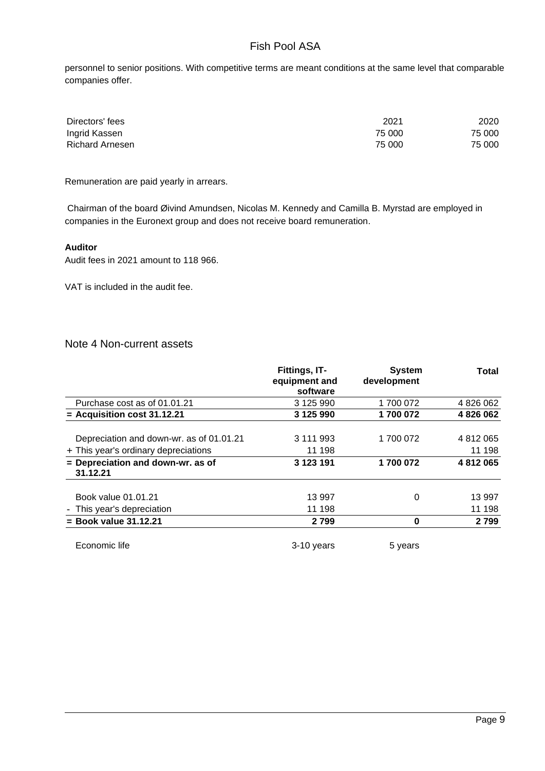personnel to senior positions. With competitive terms are meant conditions at the same level that comparable companies offer.

| Directors' fees | 2021 | 2020 |
|---|---|---|
| Ingrid Kassen | 75 000 | 75 000 |
| Richard Arnesen | 75 000 | 75 000 |

Remuneration are paid yearly in arrears.

Chairman of the board Øivind Amundsen, Nicolas M. Kennedy and Camilla B. Myrstad are employed in companies in the Euronext group and does not receive board remuneration.

**Auditor**

Audit fees in 2021 amount to 118 966.

VAT is included in the audit fee.

## Note 4 Non-current assets

| | **Fittings, IT-equipment and software** | **System development** | **Total** |
|---|---|---|---|
| Purchase cost as of 01.01.21 | 3 125 990 | 1 700 072 | 4 826 062 |
| **= Acquisition cost 31.12.21** | **3 125 990** | **1 700 072** | **4 826 062** |
| Depreciation and down-wr. as of 01.01.21 | 3 111 993 | 1 700 072 | 4 812 065 |
| + This year's ordinary depreciations | 11 198 | | 11 198 |
| **= Depreciation and down-wr. as of 31.12.21** | **3 123 191** | **1 700 072** | **4 812 065** |
| Book value 01.01.21 | 13 997 | 0 | 13 997 |
| - This year's depreciation | 11 198 | | 11 198 |
| **= Book value 31.12.21** | **2 799** | **0** | **2 799** |
| Economic life | 3-10 years | 5 years | |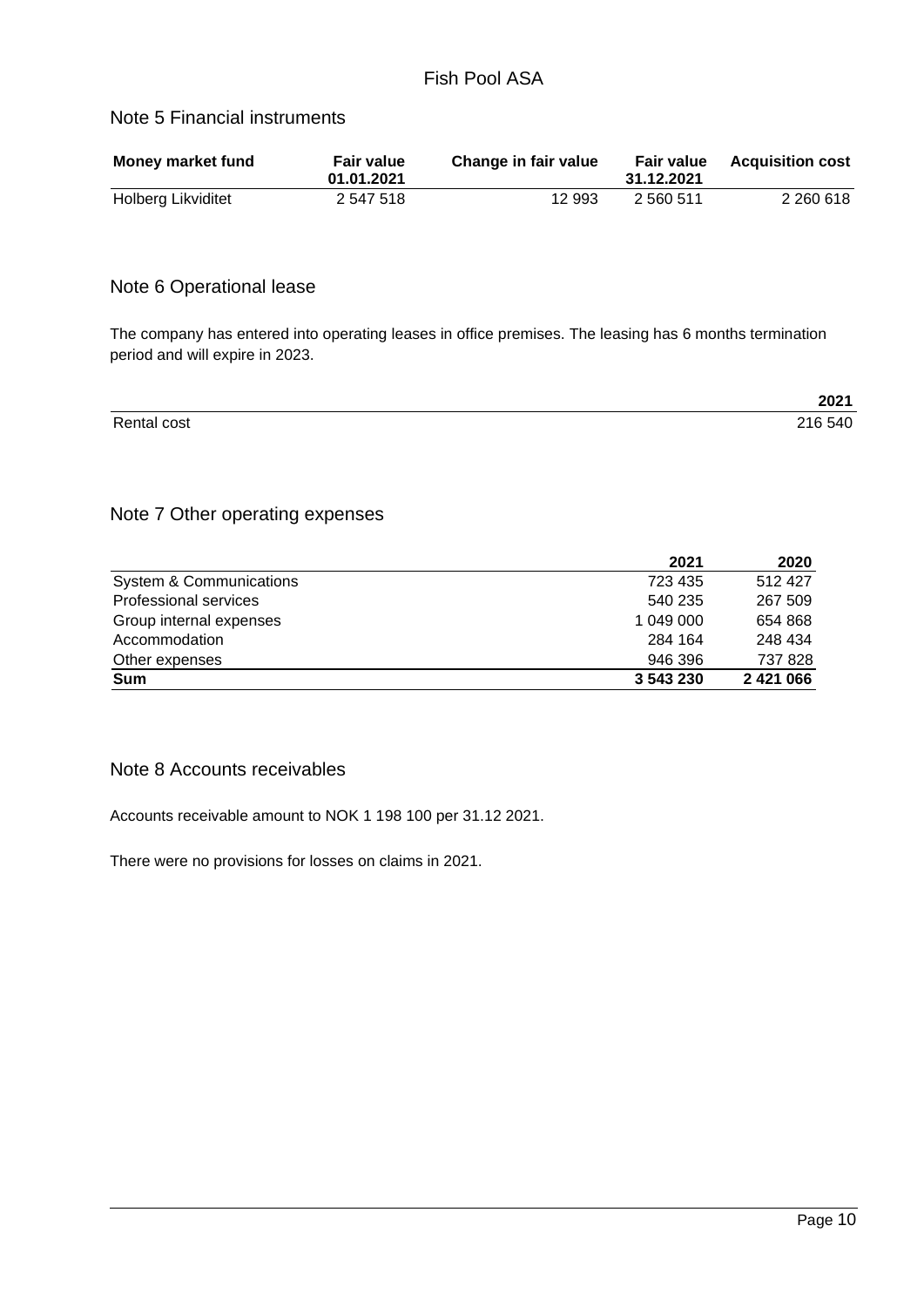Fish Pool ASA

## Note 5 Financial instruments

| Money market fund | Fair value 01.01.2021 | Change in fair value | Fair value 31.12.2021 | Acquisition cost |
|---|---|---|---|---|
| Holberg Likviditet | 2 547 518 | 12 993 | 2 560 511 | 2 260 618 |

## Note 6 Operational lease

The company has entered into operating leases in office premises. The leasing has 6 months termination period and will expire in 2023.

| | 2021 |
|---|---|
| Rental cost | 216 540 |

## Note 7 Other operating expenses

| | 2021 | 2020 |
|---|---|---|
| System & Communications | 723 435 | 512 427 |
| Professional services | 540 235 | 267 509 |
| Group internal expenses | 1 049 000 | 654 868 |
| Accommodation | 284 164 | 248 434 |
| Other expenses | 946 396 | 737 828 |
| **Sum** | **3 543 230** | **2 421 066** |

## Note 8 Accounts receivables

Accounts receivable amount to NOK 1 198 100 per 31.12 2021.

There were no provisions for losses on claims in 2021.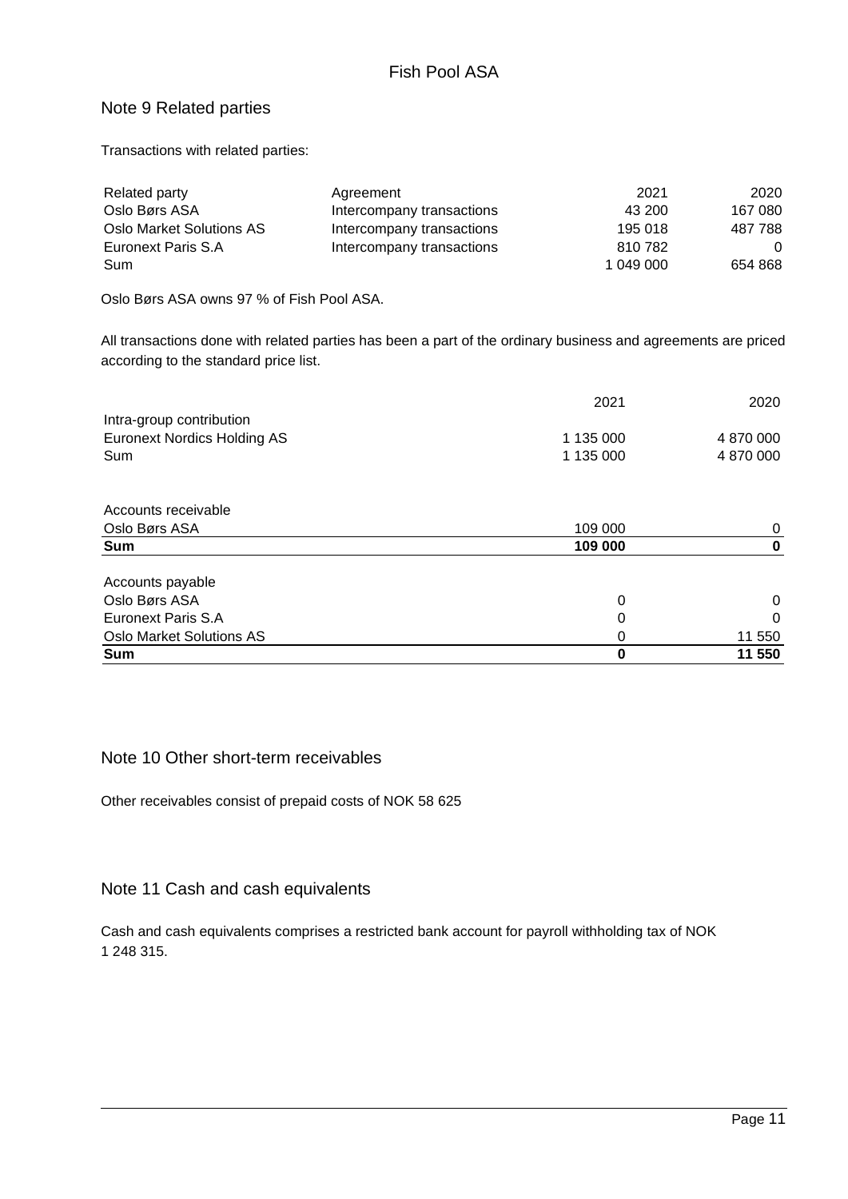## Note 9 Related parties

Transactions with related parties:

| Related party | Agreement | 2021 | 2020 |
|---|---|---|---|
| Oslo Børs ASA | Intercompany transactions | 43 200 | 167 080 |
| Oslo Market Solutions AS | Intercompany transactions | 195 018 | 487 788 |
| Euronext Paris S.A | Intercompany transactions | 810 782 | 0 |
| Sum | | 1 049 000 | 654 868 |

Oslo Børs ASA owns 97 % of Fish Pool ASA.

All transactions done with related parties has been a part of the ordinary business and agreements are priced according to the standard price list.

| | 2021 | 2020 |
|---|---|---|
| Intra-group contribution | | |
| Euronext Nordics Holding AS | 1 135 000 | 4 870 000 |
| Sum | 1 135 000 | 4 870 000 |

| | 2021 | 2020 |
|---|---|---|
| Accounts receivable | | |
| Oslo Børs ASA | 109 000 | 0 |
| **Sum** | **109 000** | **0** |

| | 2021 | 2020 |
|---|---|---|
| Accounts payable | | |
| Oslo Børs ASA | 0 | 0 |
| Euronext Paris S.A | 0 | 0 |
| Oslo Market Solutions AS | 0 | 11 550 |
| **Sum** | **0** | **11 550** |

## Note 10 Other short-term receivables

Other receivables consist of prepaid costs of NOK 58 625

## Note 11 Cash and cash equivalents

Cash and cash equivalents comprises a restricted bank account for payroll withholding tax of NOK 1 248 315.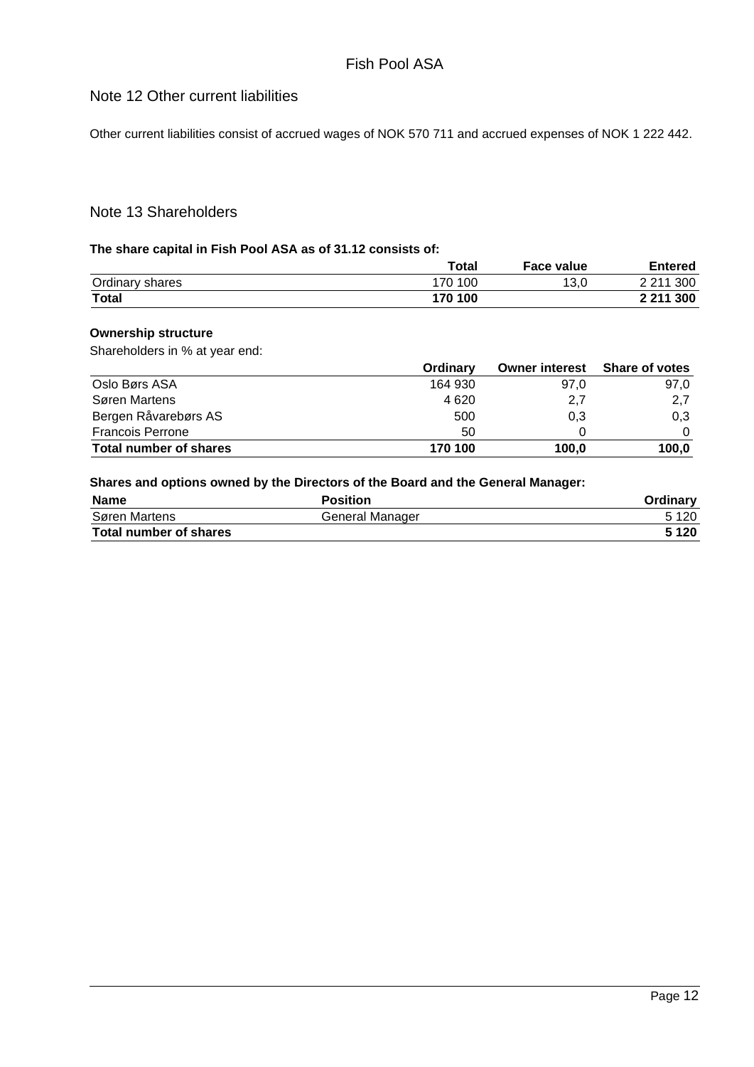## Note 12 Other current liabilities

Other current liabilities consist of accrued wages of NOK 570 711 and accrued expenses of NOK 1 222 442.

## Note 13 Shareholders

**The share capital in Fish Pool ASA as of 31.12 consists of:**

| | Total | Face value | Entered |
|---|---|---|---|
| Ordinary shares | 170 100 | 13,0 | 2 211 300 |
| **Total** | **170 100** | | **2 211 300** |

**Ownership structure**

Shareholders in % at year end:

| | Ordinary | Owner interest | Share of votes |
|---|---|---|---|
| Oslo Børs ASA | 164 930 | 97,0 | 97,0 |
| Søren Martens | 4 620 | 2,7 | 2,7 |
| Bergen Råvarebørs AS | 500 | 0,3 | 0,3 |
| Francois Perrone | 50 | 0 | 0 |
| **Total number of shares** | **170 100** | **100,0** | **100,0** |

**Shares and options owned by the Directors of the Board and the General Manager:**

| Name | Position | Ordinary |
|---|---|---|
| Søren Martens | General Manager | 5 120 |
| **Total number of shares** | | **5 120** |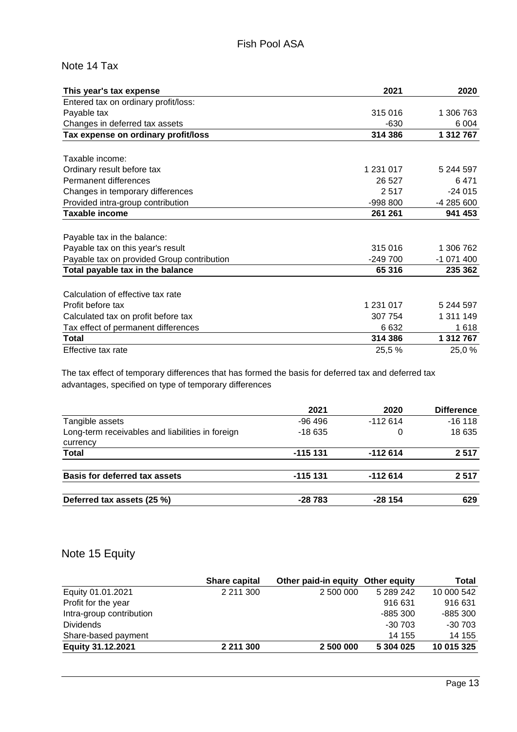## Note 14 Tax

| This year's tax expense | 2021 | 2020 |
|---|---|---|
| Entered tax on ordinary profit/loss: | | |
| Payable tax | 315 016 | 1 306 763 |
| Changes in deferred tax assets | -630 | 6 004 |
| **Tax expense on ordinary profit/loss** | **314 386** | **1 312 767** |
| | | |
| Taxable income: | | |
| Ordinary result before tax | 1 231 017 | 5 244 597 |
| Permanent differences | 26 527 | 6 471 |
| Changes in temporary differences | 2 517 | -24 015 |
| Provided intra-group contribution | -998 800 | -4 285 600 |
| **Taxable income** | **261 261** | **941 453** |
| | | |
| Payable tax in the balance: | | |
| Payable tax on this year's result | 315 016 | 1 306 762 |
| Payable tax on provided Group contribution | -249 700 | -1 071 400 |
| **Total payable tax in the balance** | **65 316** | **235 362** |
| | | |
| Calculation of effective tax rate | | |
| Profit before tax | 1 231 017 | 5 244 597 |
| Calculated tax on profit before tax | 307 754 | 1 311 149 |
| Tax effect of permanent differences | 6 632 | 1 618 |
| **Total** | **314 386** | **1 312 767** |
| Effective tax rate | 25,5 % | 25,0 % |

The tax effect of temporary differences that has formed the basis for deferred tax and deferred tax advantages, specified on type of temporary differences

| | 2021 | 2020 | Difference |
|---|---|---|---|
| Tangible assets | -96 496 | -112 614 | -16 118 |
| Long-term receivables and liabilities in foreign currency | -18 635 | 0 | 18 635 |
| **Total** | **-115 131** | **-112 614** | **2 517** |
| | | | |
| **Basis for deferred tax assets** | **-115 131** | **-112 614** | **2 517** |
| | | | |
| **Deferred tax assets (25 %)** | **-28 783** | **-28 154** | **629** |

## Note 15 Equity

| | Share capital | Other paid-in equity | Other equity | Total |
|---|---|---|---|---|
| Equity 01.01.2021 | 2 211 300 | 2 500 000 | 5 289 242 | 10 000 542 |
| Profit for the year | | | 916 631 | 916 631 |
| Intra-group contribution | | | -885 300 | -885 300 |
| Dividends | | | -30 703 | -30 703 |
| Share-based payment | | | 14 155 | 14 155 |
| **Equity 31.12.2021** | **2 211 300** | **2 500 000** | **5 304 025** | **10 015 325** |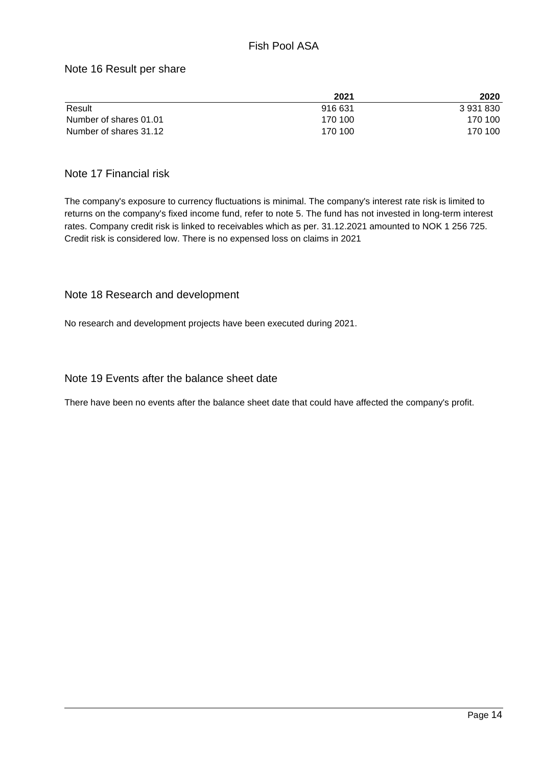## Note 16 Result per share

| | 2021 | 2020 |
|---|---|---|
| Result | 916 631 | 3 931 830 |
| Number of shares 01.01 | 170 100 | 170 100 |
| Number of shares 31.12 | 170 100 | 170 100 |

## Note 17 Financial risk

The company's exposure to currency fluctuations is minimal. The company's interest rate risk is limited to returns on the company's fixed income fund, refer to note 5. The fund has not invested in long-term interest rates. Company credit risk is linked to receivables which as per. 31.12.2021 amounted to NOK 1 256 725. Credit risk is considered low. There is no expensed loss on claims in 2021

## Note 18 Research and development

No research and development projects have been executed during 2021.

## Note 19 Events after the balance sheet date

There have been no events after the balance sheet date that could have affected the company's profit.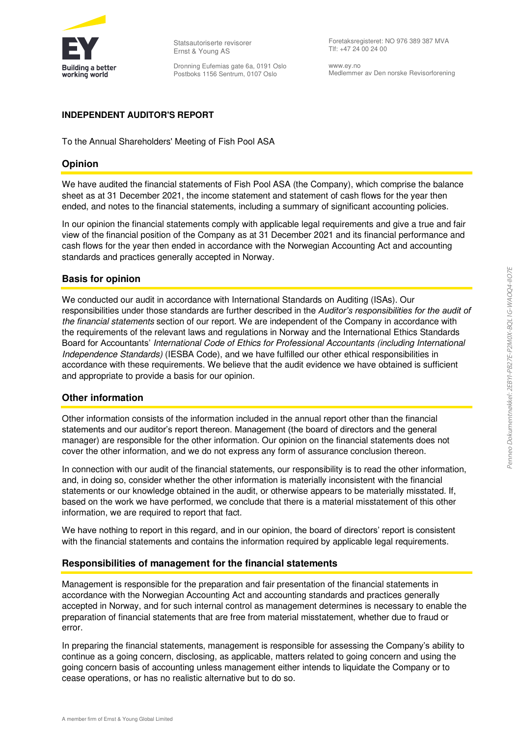Statsautoriserte revisorer
Ernst & Young AS

Dronning Eufemias gate 6a, 0191 Oslo
Postboks 1156 Sentrum, 0107 Oslo

Foretaksregisteret: NO 976 389 387 MVA
Tlf: +47 24 00 24 00

www.ey.no
Medlemmer av Den norske Revisorforening

**INDEPENDENT AUDITOR'S REPORT**

To the Annual Shareholders' Meeting of Fish Pool ASA

## Opinion

We have audited the financial statements of Fish Pool ASA (the Company), which comprise the balance sheet as at 31 December 2021, the income statement and statement of cash flows for the year then ended, and notes to the financial statements, including a summary of significant accounting policies.

In our opinion the financial statements comply with applicable legal requirements and give a true and fair view of the financial position of the Company as at 31 December 2021 and its financial performance and cash flows for the year then ended in accordance with the Norwegian Accounting Act and accounting standards and practices generally accepted in Norway.

## Basis for opinion

We conducted our audit in accordance with International Standards on Auditing (ISAs). Our responsibilities under those standards are further described in the *Auditor's responsibilities for the audit of the financial statements* section of our report. We are independent of the Company in accordance with the requirements of the relevant laws and regulations in Norway and the International Ethics Standards Board for Accountants' *International Code of Ethics for Professional Accountants (including International Independence Standards)* (IESBA Code), and we have fulfilled our other ethical responsibilities in accordance with these requirements. We believe that the audit evidence we have obtained is sufficient and appropriate to provide a basis for our opinion.

## Other information

Other information consists of the information included in the annual report other than the financial statements and our auditor's report thereon. Management (the board of directors and the general manager) are responsible for the other information. Our opinion on the financial statements does not cover the other information, and we do not express any form of assurance conclusion thereon.

In connection with our audit of the financial statements, our responsibility is to read the other information, and, in doing so, consider whether the other information is materially inconsistent with the financial statements or our knowledge obtained in the audit, or otherwise appears to be materially misstated. If, based on the work we have performed, we conclude that there is a material misstatement of this other information, we are required to report that fact.

We have nothing to report in this regard, and in our opinion, the board of directors' report is consistent with the financial statements and contains the information required by applicable legal requirements.

## Responsibilities of management for the financial statements

Management is responsible for the preparation and fair presentation of the financial statements in accordance with the Norwegian Accounting Act and accounting standards and practices generally accepted in Norway, and for such internal control as management determines is necessary to enable the preparation of financial statements that are free from material misstatement, whether due to fraud or error.

In preparing the financial statements, management is responsible for assessing the Company's ability to continue as a going concern, disclosing, as applicable, matters related to going concern and using the going concern basis of accounting unless management either intends to liquidate the Company or to cease operations, or has no realistic alternative but to do so.

A member firm of Ernst & Young Global Limited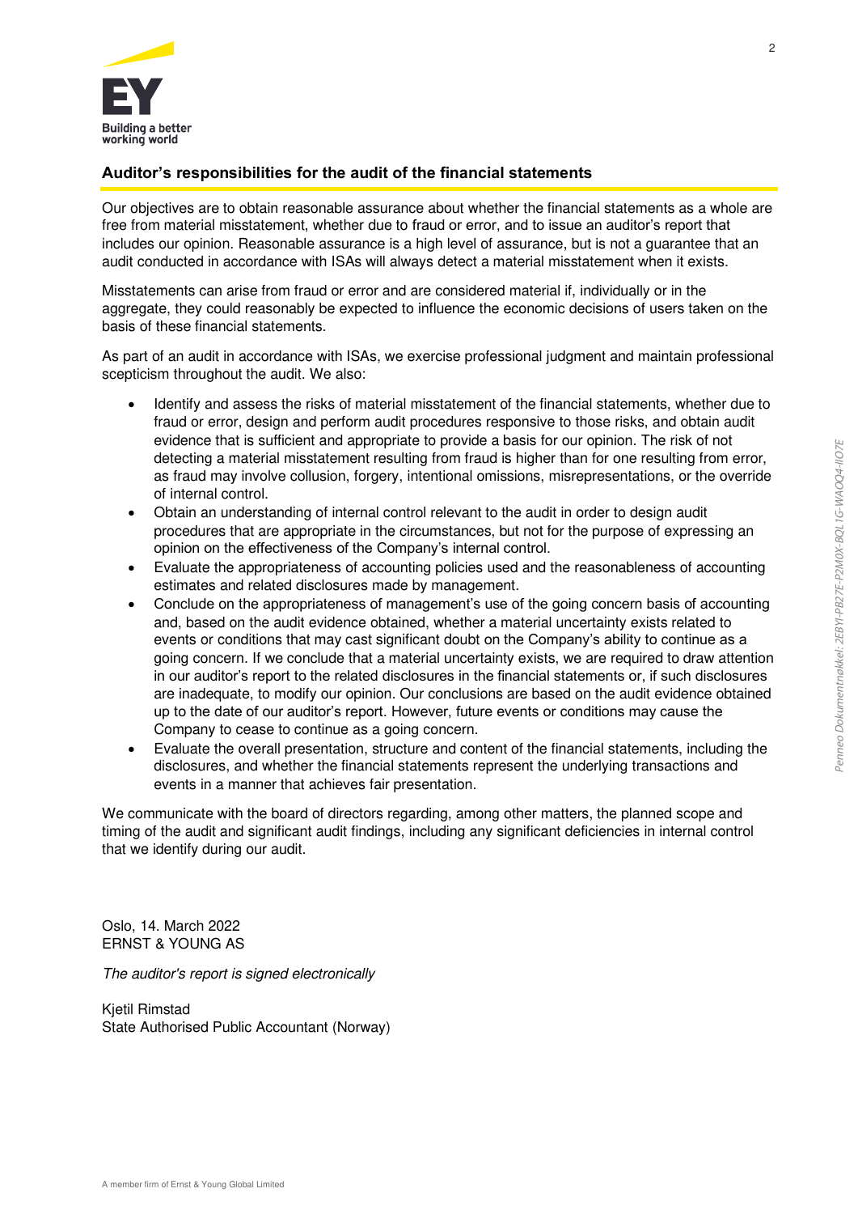## Auditor's responsibilities for the audit of the financial statements

Our objectives are to obtain reasonable assurance about whether the financial statements as a whole are free from material misstatement, whether due to fraud or error, and to issue an auditor's report that includes our opinion. Reasonable assurance is a high level of assurance, but is not a guarantee that an audit conducted in accordance with ISAs will always detect a material misstatement when it exists.

Misstatements can arise from fraud or error and are considered material if, individually or in the aggregate, they could reasonably be expected to influence the economic decisions of users taken on the basis of these financial statements.

As part of an audit in accordance with ISAs, we exercise professional judgment and maintain professional scepticism throughout the audit. We also:

- Identify and assess the risks of material misstatement of the financial statements, whether due to fraud or error, design and perform audit procedures responsive to those risks, and obtain audit evidence that is sufficient and appropriate to provide a basis for our opinion. The risk of not detecting a material misstatement resulting from fraud is higher than for one resulting from error, as fraud may involve collusion, forgery, intentional omissions, misrepresentations, or the override of internal control.
- Obtain an understanding of internal control relevant to the audit in order to design audit procedures that are appropriate in the circumstances, but not for the purpose of expressing an opinion on the effectiveness of the Company's internal control.
- Evaluate the appropriateness of accounting policies used and the reasonableness of accounting estimates and related disclosures made by management.
- Conclude on the appropriateness of management's use of the going concern basis of accounting and, based on the audit evidence obtained, whether a material uncertainty exists related to events or conditions that may cast significant doubt on the Company's ability to continue as a going concern. If we conclude that a material uncertainty exists, we are required to draw attention in our auditor's report to the related disclosures in the financial statements or, if such disclosures are inadequate, to modify our opinion. Our conclusions are based on the audit evidence obtained up to the date of our auditor's report. However, future events or conditions may cause the Company to cease to continue as a going concern.
- Evaluate the overall presentation, structure and content of the financial statements, including the disclosures, and whether the financial statements represent the underlying transactions and events in a manner that achieves fair presentation.

We communicate with the board of directors regarding, among other matters, the planned scope and timing of the audit and significant audit findings, including any significant deficiencies in internal control that we identify during our audit.

Oslo, 14. March 2022
ERNST & YOUNG AS

*The auditor's report is signed electronically*

Kjetil Rimstad
State Authorised Public Accountant (Norway)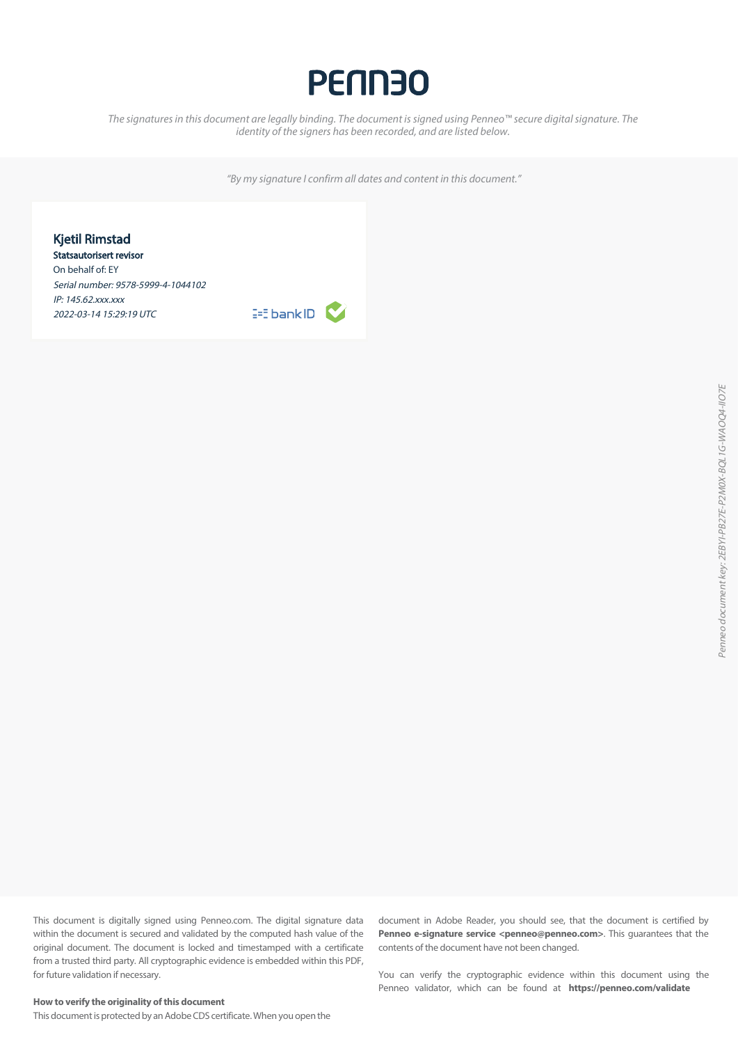# PENN30

*The signatures in this document are legally binding. The document is signed using Penneo™ secure digital signature. The identity of the signers has been recorded, and are listed below.*

*"By my signature I confirm all dates and content in this document."*

**Kjetil Rimstad**
**Statsautorisert revisor**
On behalf of: EY
*Serial number: 9578-5999-4-1044102*
*IP: 145.62.xxx.xxx*
*2022-03-14 15:29:19 UTC*

bankID

*Penneo document key: 2EBYI-PB27E-P2M0X-BQL1G-WAOQ4-IIO7E*

This document is digitally signed using Penneo.com. The digital signature data within the document is secured and validated by the computed hash value of the original document. The document is locked and timestamped with a certificate from a trusted third party. All cryptographic evidence is embedded within this PDF, for future validation if necessary.

**How to verify the originality of this document**

This document is protected by an Adobe CDS certificate. When you open the document in Adobe Reader, you should see, that the document is certified by **Penneo e-signature service <penneo@penneo.com>**. This guarantees that the contents of the document have not been changed.

You can verify the cryptographic evidence within this document using the Penneo validator, which can be found at **https://penneo.com/validate**